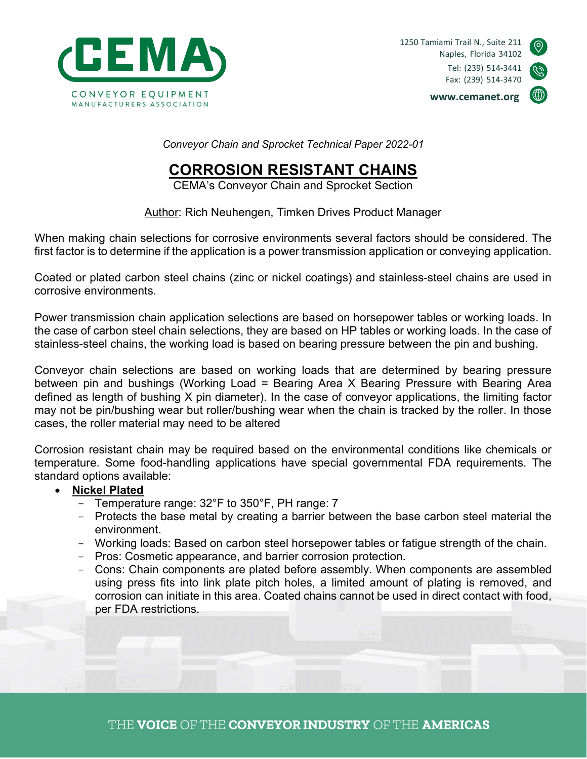*Conveyor Chain and Sprocket Technical Paper 2022-01*

# CORROSION RESISTANT CHAINS

CEMA's Conveyor Chain and Sprocket Section

Author: Rich Neuhengen, Timken Drives Product Manager

When making chain selections for corrosive environments several factors should be considered. The first factor is to determine if the application is a power transmission application or conveying application.

Coated or plated carbon steel chains (zinc or nickel coatings) and stainless-steel chains are used in corrosive environments.

Power transmission chain application selections are based on horsepower tables or working loads. In the case of carbon steel chain selections, they are based on HP tables or working loads. In the case of stainless-steel chains, the working load is based on bearing pressure between the pin and bushing.

Conveyor chain selections are based on working loads that are determined by bearing pressure between pin and bushings (Working Load = Bearing Area X Bearing Pressure with Bearing Area defined as length of bushing X pin diameter). In the case of conveyor applications, the limiting factor may not be pin/bushing wear but roller/bushing wear when the chain is tracked by the roller. In those cases, the roller material may need to be altered

Corrosion resistant chain may be required based on the environmental conditions like chemicals or temperature. Some food-handling applications have special governmental FDA requirements. The standard options available:

- **Nickel Plated**
  - Temperature range: 32°F to 350°F, PH range: 7
  - Protects the base metal by creating a barrier between the base carbon steel material the environment.
  - Working loads: Based on carbon steel horsepower tables or fatigue strength of the chain.
  - Pros: Cosmetic appearance, and barrier corrosion protection.
  - Cons: Chain components are plated before assembly. When components are assembled using press fits into link plate pitch holes, a limited amount of plating is removed, and corrosion can initiate in this area. Coated chains cannot be used in direct contact with food, per FDA restrictions.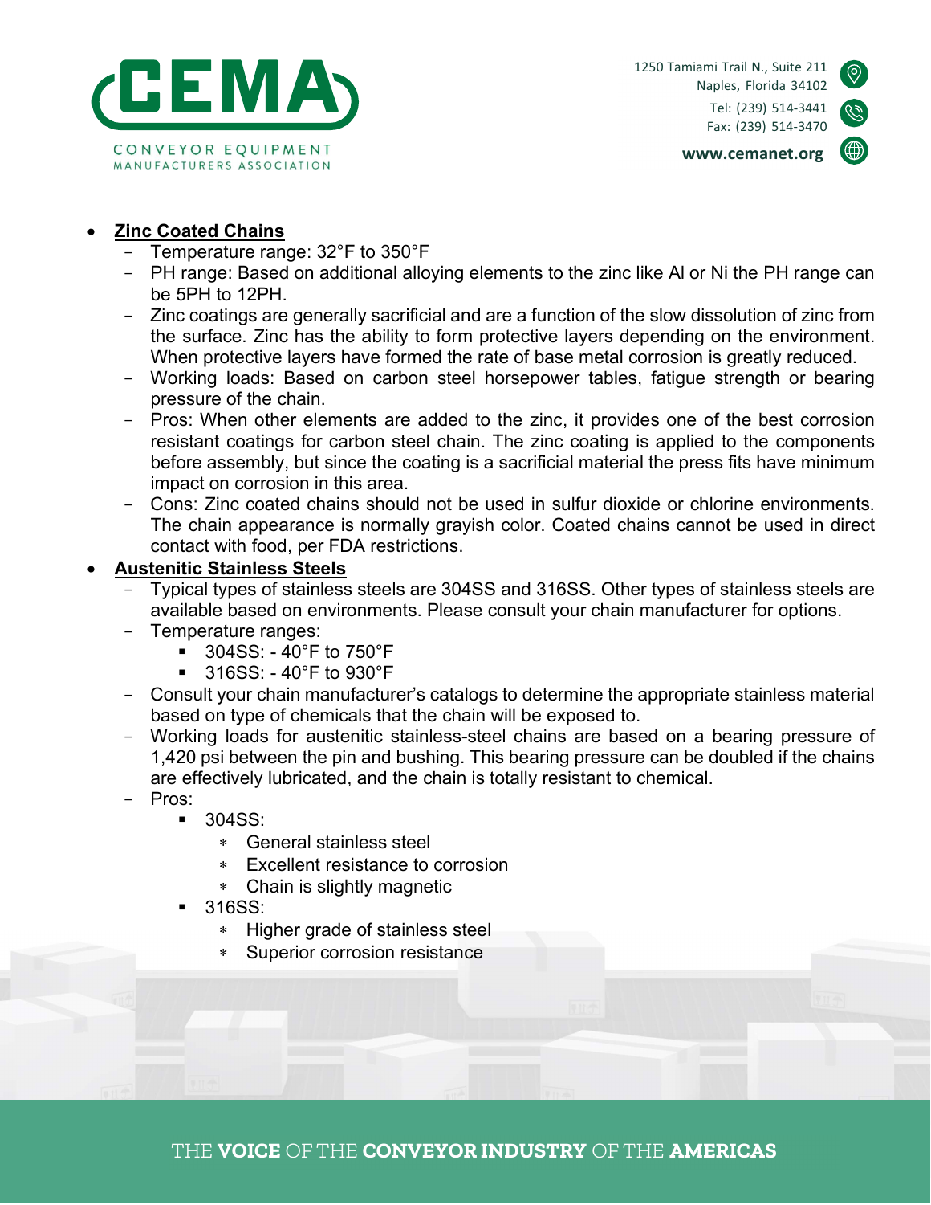- **Zinc Coated Chains**
  - Temperature range: 32°F to 350°F
  - PH range: Based on additional alloying elements to the zinc like Al or Ni the PH range can be 5PH to 12PH.
  - Zinc coatings are generally sacrificial and are a function of the slow dissolution of zinc from the surface. Zinc has the ability to form protective layers depending on the environment. When protective layers have formed the rate of base metal corrosion is greatly reduced.
  - Working loads: Based on carbon steel horsepower tables, fatigue strength or bearing pressure of the chain.
  - Pros: When other elements are added to the zinc, it provides one of the best corrosion resistant coatings for carbon steel chain. The zinc coating is applied to the components before assembly, but since the coating is a sacrificial material the press fits have minimum impact on corrosion in this area.
  - Cons: Zinc coated chains should not be used in sulfur dioxide or chlorine environments. The chain appearance is normally grayish color. Coated chains cannot be used in direct contact with food, per FDA restrictions.
- **Austenitic Stainless Steels**
  - Typical types of stainless steels are 304SS and 316SS. Other types of stainless steels are available based on environments. Please consult your chain manufacturer for options.
  - Temperature ranges:
    - 304SS: - 40°F to 750°F
    - 316SS: - 40°F to 930°F
  - Consult your chain manufacturer's catalogs to determine the appropriate stainless material based on type of chemicals that the chain will be exposed to.
  - Working loads for austenitic stainless-steel chains are based on a bearing pressure of 1,420 psi between the pin and bushing. This bearing pressure can be doubled if the chains are effectively lubricated, and the chain is totally resistant to chemical.
  - Pros:
    - 304SS:
      - General stainless steel
      - Excellent resistance to corrosion
      - Chain is slightly magnetic
    - 316SS:
      - Higher grade of stainless steel
      - Superior corrosion resistance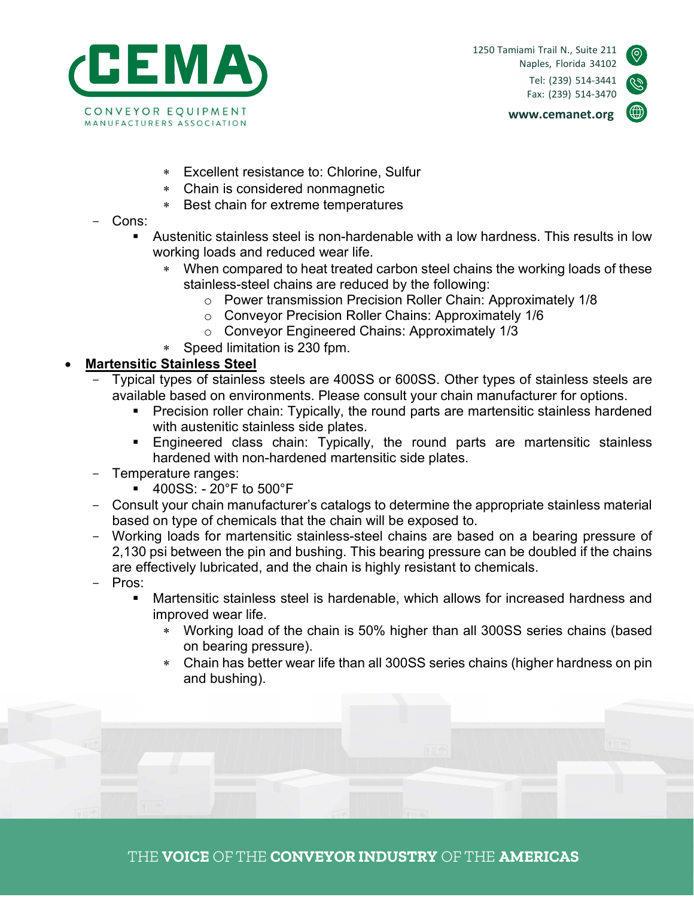- Excellent resistance to: Chlorine, Sulfur
    - Chain is considered nonmagnetic
    - Best chain for extreme temperatures
- Cons:
  - Austenitic stainless steel is non-hardenable with a low hardness. This results in low working loads and reduced wear life.
    - When compared to heat treated carbon steel chains the working loads of these stainless-steel chains are reduced by the following:
      - Power transmission Precision Roller Chain: Approximately 1/8
      - Conveyor Precision Roller Chains: Approximately 1/6
      - Conveyor Engineered Chains: Approximately 1/3
    - Speed limitation is 230 fpm.

- **<u>Martensitic Stainless Steel</u>**
  - Typical types of stainless steels are 400SS or 600SS. Other types of stainless steels are available based on environments. Please consult your chain manufacturer for options.
    - Precision roller chain: Typically, the round parts are martensitic stainless hardened with austenitic stainless side plates.
    - Engineered class chain: Typically, the round parts are martensitic stainless hardened with non-hardened martensitic side plates.
  - Temperature ranges:
    - 400SS: - 20°F to 500°F
  - Consult your chain manufacturer's catalogs to determine the appropriate stainless material based on type of chemicals that the chain will be exposed to.
  - Working loads for martensitic stainless-steel chains are based on a bearing pressure of 2,130 psi between the pin and bushing. This bearing pressure can be doubled if the chains are effectively lubricated, and the chain is highly resistant to chemicals.
  - Pros:
    - Martensitic stainless steel is hardenable, which allows for increased hardness and improved wear life.
      - Working load of the chain is 50% higher than all 300SS series chains (based on bearing pressure).
      - Chain has better wear life than all 300SS series chains (higher hardness on pin and bushing).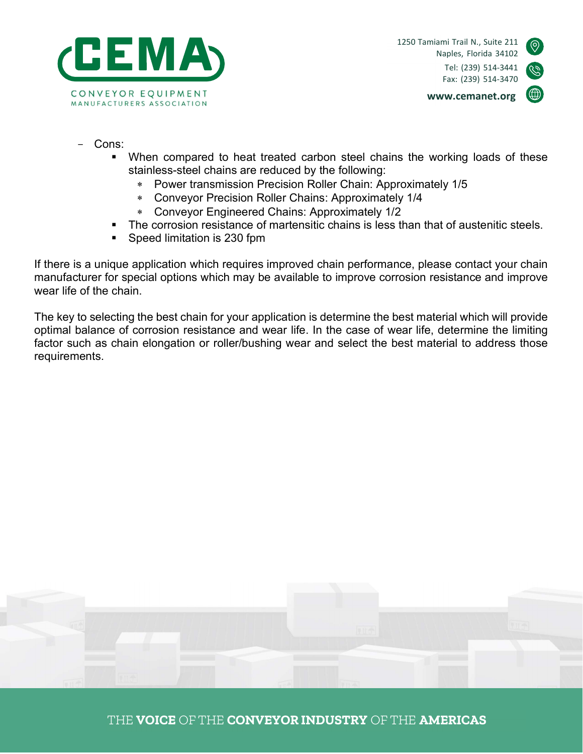- Cons:
  - When compared to heat treated carbon steel chains the working loads of these stainless-steel chains are reduced by the following:
    - Power transmission Precision Roller Chain: Approximately 1/5
    - Conveyor Precision Roller Chains: Approximately 1/4
    - Conveyor Engineered Chains: Approximately 1/2
  - The corrosion resistance of martensitic chains is less than that of austenitic steels.
  - Speed limitation is 230 fpm

If there is a unique application which requires improved chain performance, please contact your chain manufacturer for special options which may be available to improve corrosion resistance and improve wear life of the chain.

The key to selecting the best chain for your application is determine the best material which will provide optimal balance of corrosion resistance and wear life. In the case of wear life, determine the limiting factor such as chain elongation or roller/bushing wear and select the best material to address those requirements.